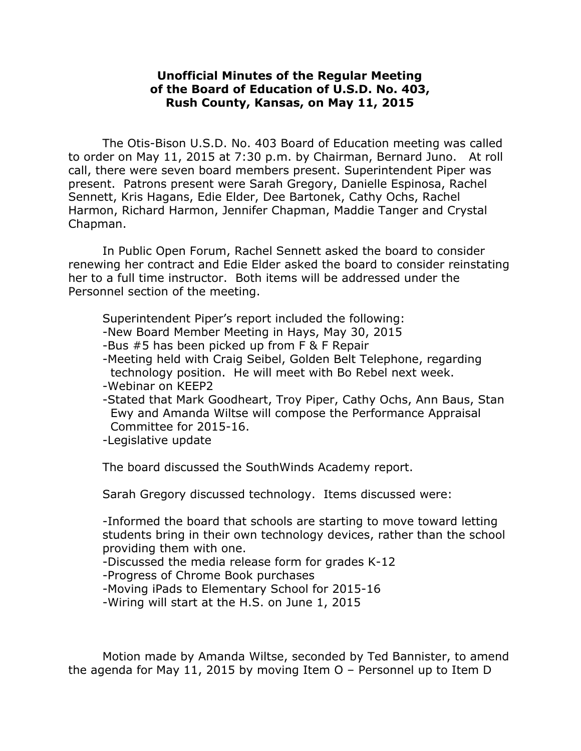**Unofficial Minutes of the Regular Meeting of the Board of Education of U.S.D. No. 403, Rush County, Kansas, on May 11, 2015**

The Otis-Bison U.S.D. No. 403 Board of Education meeting was called to order on May 11, 2015 at 7:30 p.m. by Chairman, Bernard Juno. At roll call, there were seven board members present. Superintendent Piper was present. Patrons present were Sarah Gregory, Danielle Espinosa, Rachel Sennett, Kris Hagans, Edie Elder, Dee Bartonek, Cathy Ochs, Rachel Harmon, Richard Harmon, Jennifer Chapman, Maddie Tanger and Crystal Chapman.

In Public Open Forum, Rachel Sennett asked the board to consider renewing her contract and Edie Elder asked the board to consider reinstating her to a full time instructor. Both items will be addressed under the Personnel section of the meeting.

Superintendent Piper's report included the following:

- New Board Member Meeting in Hays, May 30, 2015
- Bus #5 has been picked up from F & F Repair
- Meeting held with Craig Seibel, Golden Belt Telephone, regarding technology position. He will meet with Bo Rebel next week.
- Webinar on KEEP2
- Stated that Mark Goodheart, Troy Piper, Cathy Ochs, Ann Baus, Stan Ewy and Amanda Wiltse will compose the Performance Appraisal Committee for 2015-16.
- Legislative update

The board discussed the SouthWinds Academy report.

Sarah Gregory discussed technology. Items discussed were:

- Informed the board that schools are starting to move toward letting students bring in their own technology devices, rather than the school providing them with one.
- Discussed the media release form for grades K-12
- Progress of Chrome Book purchases
- Moving iPads to Elementary School for 2015-16
- Wiring will start at the H.S. on June 1, 2015

Motion made by Amanda Wiltse, seconded by Ted Bannister, to amend the agenda for May 11, 2015 by moving Item O – Personnel up to Item D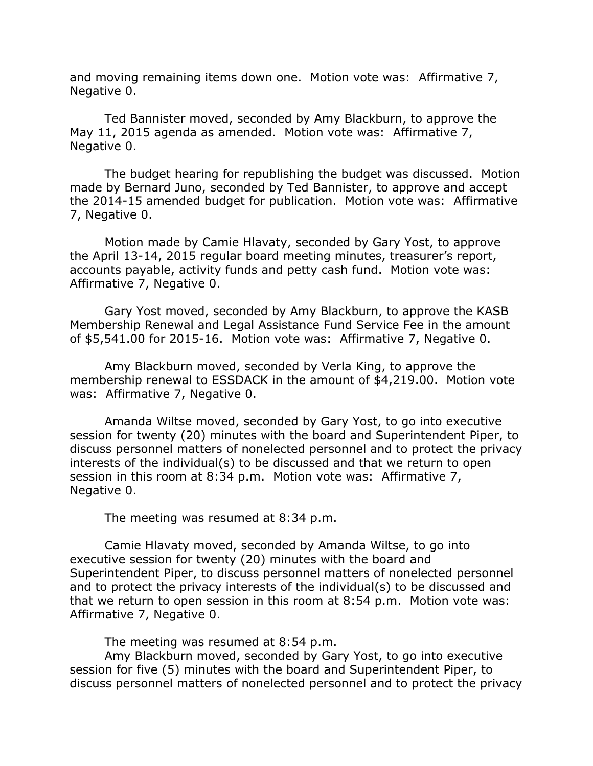and moving remaining items down one. Motion vote was: Affirmative 7, Negative 0.

Ted Bannister moved, seconded by Amy Blackburn, to approve the May 11, 2015 agenda as amended. Motion vote was: Affirmative 7, Negative 0.

The budget hearing for republishing the budget was discussed. Motion made by Bernard Juno, seconded by Ted Bannister, to approve and accept the 2014-15 amended budget for publication. Motion vote was: Affirmative 7, Negative 0.

Motion made by Camie Hlavaty, seconded by Gary Yost, to approve the April 13-14, 2015 regular board meeting minutes, treasurer's report, accounts payable, activity funds and petty cash fund. Motion vote was: Affirmative 7, Negative 0.

Gary Yost moved, seconded by Amy Blackburn, to approve the KASB Membership Renewal and Legal Assistance Fund Service Fee in the amount of $5,541.00 for 2015-16. Motion vote was: Affirmative 7, Negative 0.

Amy Blackburn moved, seconded by Verla King, to approve the membership renewal to ESSDACK in the amount of $4,219.00. Motion vote was: Affirmative 7, Negative 0.

Amanda Wiltse moved, seconded by Gary Yost, to go into executive session for twenty (20) minutes with the board and Superintendent Piper, to discuss personnel matters of nonelected personnel and to protect the privacy interests of the individual(s) to be discussed and that we return to open session in this room at 8:34 p.m. Motion vote was: Affirmative 7, Negative 0.

The meeting was resumed at 8:34 p.m.

Camie Hlavaty moved, seconded by Amanda Wiltse, to go into executive session for twenty (20) minutes with the board and Superintendent Piper, to discuss personnel matters of nonelected personnel and to protect the privacy interests of the individual(s) to be discussed and that we return to open session in this room at 8:54 p.m. Motion vote was: Affirmative 7, Negative 0.

The meeting was resumed at 8:54 p.m.

Amy Blackburn moved, seconded by Gary Yost, to go into executive session for five (5) minutes with the board and Superintendent Piper, to discuss personnel matters of nonelected personnel and to protect the privacy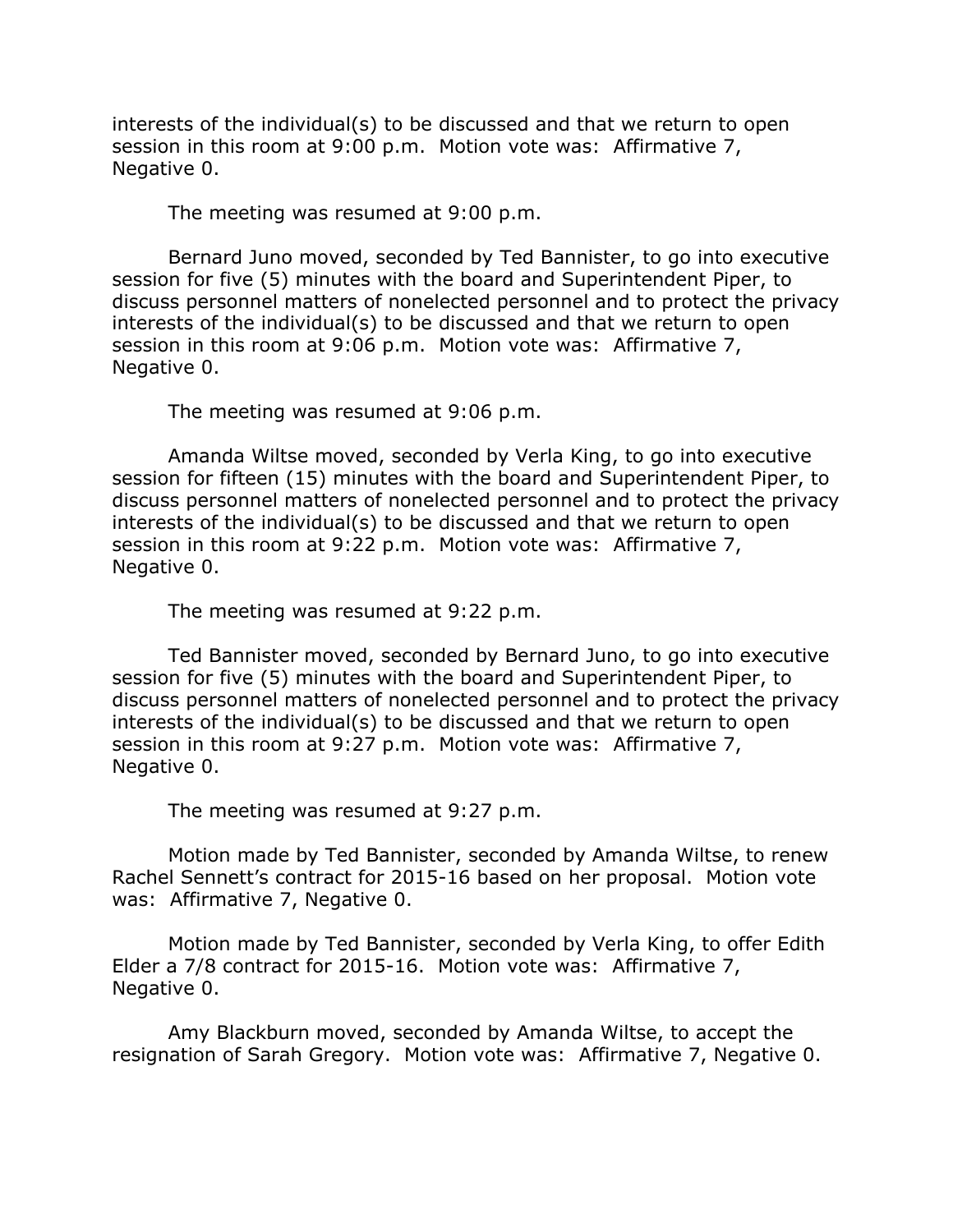interests of the individual(s) to be discussed and that we return to open session in this room at 9:00 p.m. Motion vote was: Affirmative 7, Negative 0.

The meeting was resumed at 9:00 p.m.

Bernard Juno moved, seconded by Ted Bannister, to go into executive session for five (5) minutes with the board and Superintendent Piper, to discuss personnel matters of nonelected personnel and to protect the privacy interests of the individual(s) to be discussed and that we return to open session in this room at 9:06 p.m. Motion vote was: Affirmative 7, Negative 0.

The meeting was resumed at 9:06 p.m.

Amanda Wiltse moved, seconded by Verla King, to go into executive session for fifteen (15) minutes with the board and Superintendent Piper, to discuss personnel matters of nonelected personnel and to protect the privacy interests of the individual(s) to be discussed and that we return to open session in this room at 9:22 p.m. Motion vote was: Affirmative 7, Negative 0.

The meeting was resumed at 9:22 p.m.

Ted Bannister moved, seconded by Bernard Juno, to go into executive session for five (5) minutes with the board and Superintendent Piper, to discuss personnel matters of nonelected personnel and to protect the privacy interests of the individual(s) to be discussed and that we return to open session in this room at 9:27 p.m. Motion vote was: Affirmative 7, Negative 0.

The meeting was resumed at 9:27 p.m.

Motion made by Ted Bannister, seconded by Amanda Wiltse, to renew Rachel Sennett's contract for 2015-16 based on her proposal. Motion vote was: Affirmative 7, Negative 0.

Motion made by Ted Bannister, seconded by Verla King, to offer Edith Elder a 7/8 contract for 2015-16. Motion vote was: Affirmative 7, Negative 0.

Amy Blackburn moved, seconded by Amanda Wiltse, to accept the resignation of Sarah Gregory. Motion vote was: Affirmative 7, Negative 0.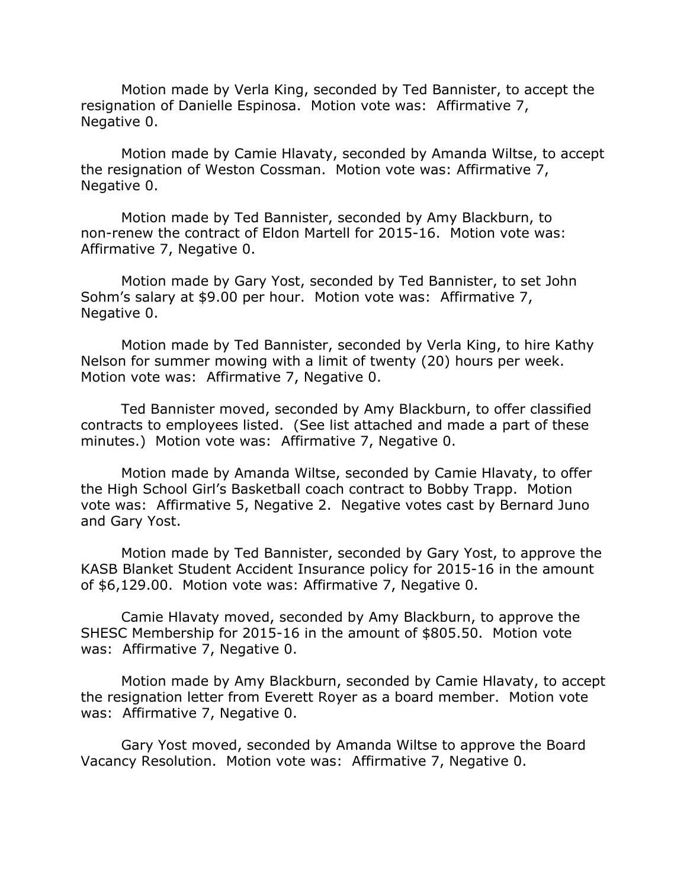Motion made by Verla King, seconded by Ted Bannister, to accept the resignation of Danielle Espinosa. Motion vote was: Affirmative 7, Negative 0.

Motion made by Camie Hlavaty, seconded by Amanda Wiltse, to accept the resignation of Weston Cossman. Motion vote was: Affirmative 7, Negative 0.

Motion made by Ted Bannister, seconded by Amy Blackburn, to non-renew the contract of Eldon Martell for 2015-16. Motion vote was: Affirmative 7, Negative 0.

Motion made by Gary Yost, seconded by Ted Bannister, to set John Sohm's salary at $9.00 per hour. Motion vote was: Affirmative 7, Negative 0.

Motion made by Ted Bannister, seconded by Verla King, to hire Kathy Nelson for summer mowing with a limit of twenty (20) hours per week. Motion vote was: Affirmative 7, Negative 0.

Ted Bannister moved, seconded by Amy Blackburn, to offer classified contracts to employees listed. (See list attached and made a part of these minutes.) Motion vote was: Affirmative 7, Negative 0.

Motion made by Amanda Wiltse, seconded by Camie Hlavaty, to offer the High School Girl's Basketball coach contract to Bobby Trapp. Motion vote was: Affirmative 5, Negative 2. Negative votes cast by Bernard Juno and Gary Yost.

Motion made by Ted Bannister, seconded by Gary Yost, to approve the KASB Blanket Student Accident Insurance policy for 2015-16 in the amount of $6,129.00. Motion vote was: Affirmative 7, Negative 0.

Camie Hlavaty moved, seconded by Amy Blackburn, to approve the SHESC Membership for 2015-16 in the amount of $805.50. Motion vote was: Affirmative 7, Negative 0.

Motion made by Amy Blackburn, seconded by Camie Hlavaty, to accept the resignation letter from Everett Royer as a board member. Motion vote was: Affirmative 7, Negative 0.

Gary Yost moved, seconded by Amanda Wiltse to approve the Board Vacancy Resolution. Motion vote was: Affirmative 7, Negative 0.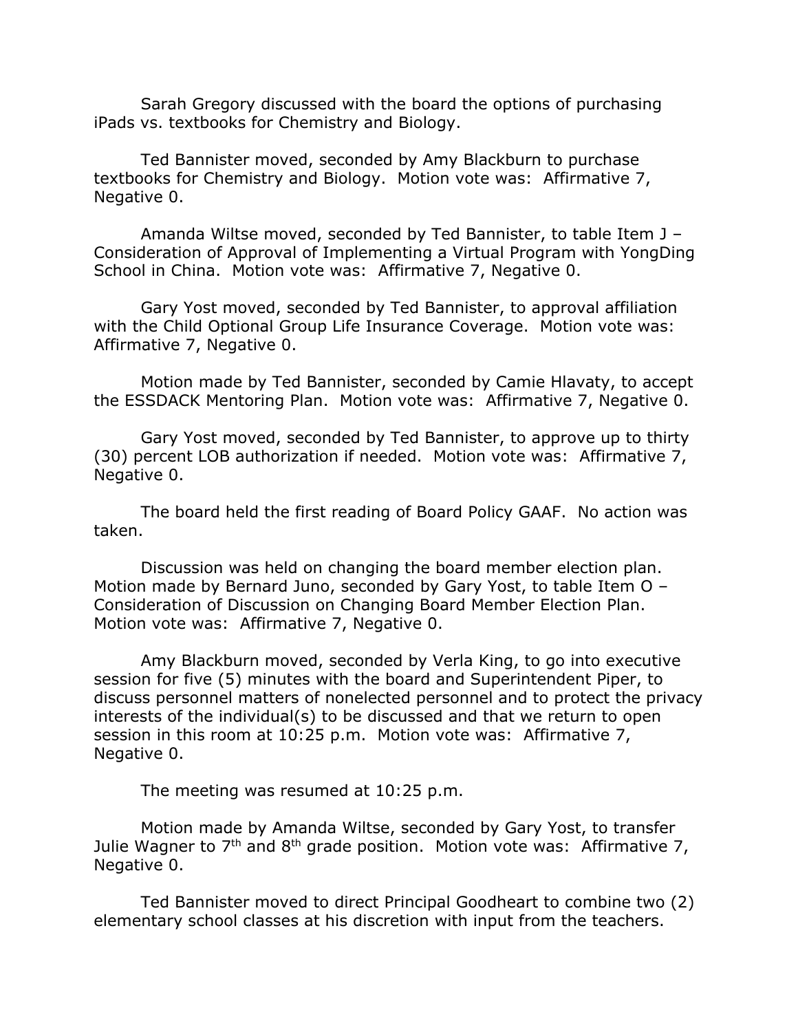Sarah Gregory discussed with the board the options of purchasing iPads vs. textbooks for Chemistry and Biology.

Ted Bannister moved, seconded by Amy Blackburn to purchase textbooks for Chemistry and Biology. Motion vote was: Affirmative 7, Negative 0.

Amanda Wiltse moved, seconded by Ted Bannister, to table Item J – Consideration of Approval of Implementing a Virtual Program with YongDing School in China. Motion vote was: Affirmative 7, Negative 0.

Gary Yost moved, seconded by Ted Bannister, to approval affiliation with the Child Optional Group Life Insurance Coverage. Motion vote was: Affirmative 7, Negative 0.

Motion made by Ted Bannister, seconded by Camie Hlavaty, to accept the ESSDACK Mentoring Plan. Motion vote was: Affirmative 7, Negative 0.

Gary Yost moved, seconded by Ted Bannister, to approve up to thirty (30) percent LOB authorization if needed. Motion vote was: Affirmative 7, Negative 0.

The board held the first reading of Board Policy GAAF. No action was taken.

Discussion was held on changing the board member election plan. Motion made by Bernard Juno, seconded by Gary Yost, to table Item O – Consideration of Discussion on Changing Board Member Election Plan. Motion vote was: Affirmative 7, Negative 0.

Amy Blackburn moved, seconded by Verla King, to go into executive session for five (5) minutes with the board and Superintendent Piper, to discuss personnel matters of nonelected personnel and to protect the privacy interests of the individual(s) to be discussed and that we return to open session in this room at 10:25 p.m. Motion vote was: Affirmative 7, Negative 0.

The meeting was resumed at 10:25 p.m.

Motion made by Amanda Wiltse, seconded by Gary Yost, to transfer Julie Wagner to 7th and 8th grade position. Motion vote was: Affirmative 7, Negative 0.

Ted Bannister moved to direct Principal Goodheart to combine two (2) elementary school classes at his discretion with input from the teachers.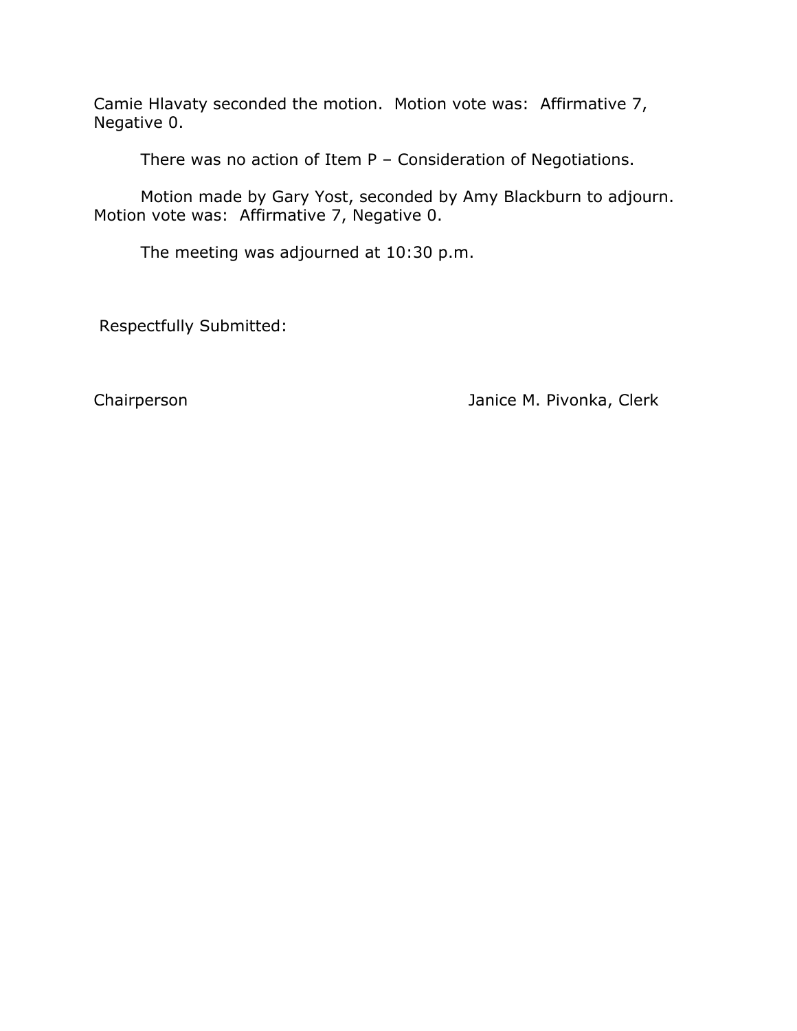Camie Hlavaty seconded the motion. Motion vote was: Affirmative 7, Negative 0.

There was no action of Item P – Consideration of Negotiations.

Motion made by Gary Yost, seconded by Amy Blackburn to adjourn. Motion vote was: Affirmative 7, Negative 0.

The meeting was adjourned at 10:30 p.m.

Respectfully Submitted:

Chairperson

Janice M. Pivonka, Clerk